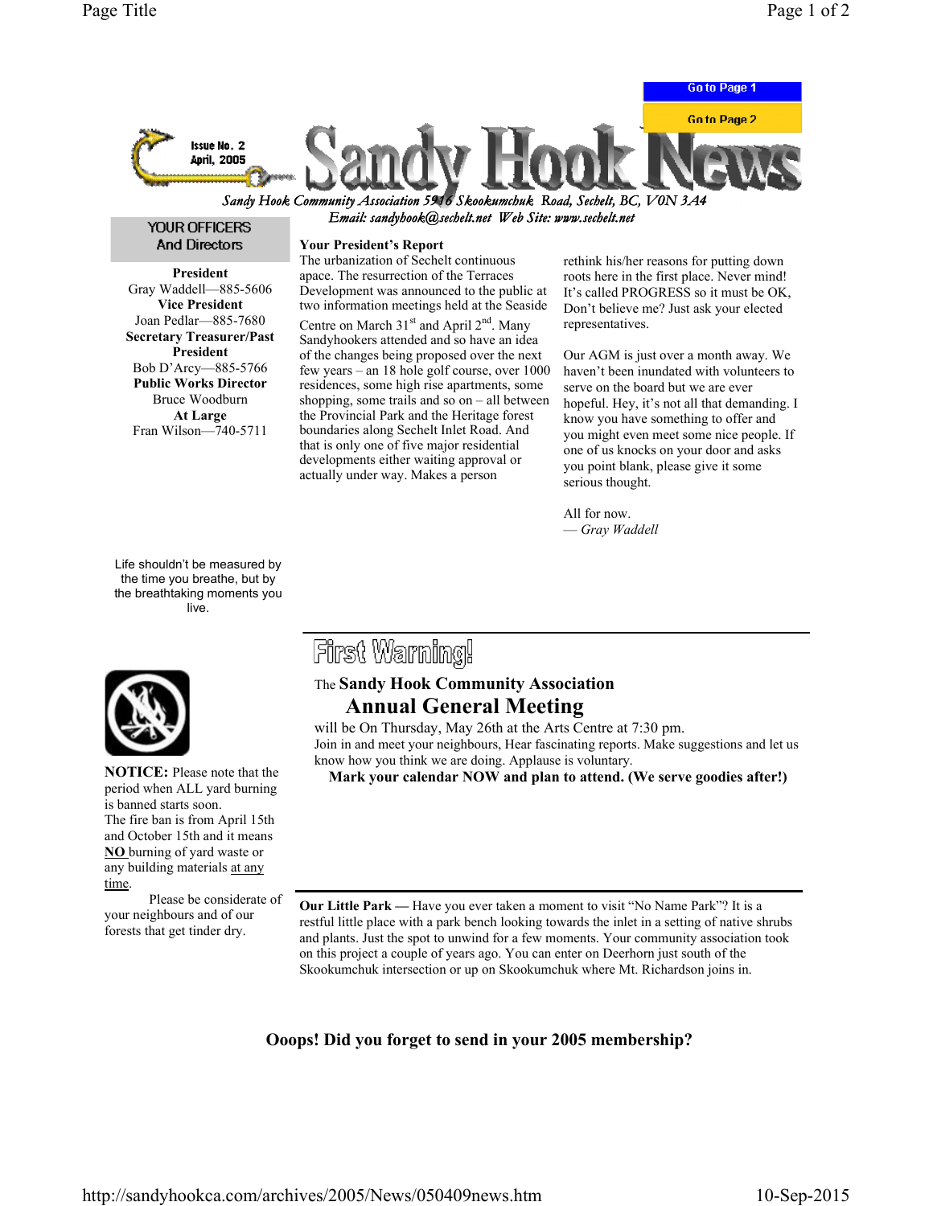Go to Page 1

Go to Page 2

Issue No. 2
April, 2005

# Sandy Hook News

*Sandy Hook Community Association 5916 Skookumchuk Road, Sechelt, BC, V0N 3A4*
*Email: sandyhook@sechelt.net Web Site: www.sechelt.net*

## YOUR OFFICERS And Directors

**President**
Gray Waddell—885-5606
**Vice President**
Joan Pedlar—885-7680
**Secretary Treasurer/Past President**
Bob D'Arcy—885-5766
**Public Works Director**
Bruce Woodburn
**At Large**
Fran Wilson—740-5711

### Your President's Report

The urbanization of Sechelt continuous apace. The resurrection of the Terraces Development was announced to the public at two information meetings held at the Seaside Centre on March 31st and April 2nd. Many Sandyhookers attended and so have an idea of the changes being proposed over the next few years – an 18 hole golf course, over 1000 residences, some high rise apartments, some shopping, some trails and so on – all between the Provincial Park and the Heritage forest boundaries along Sechelt Inlet Road. And that is only one of five major residential developments either waiting approval or actually under way. Makes a person rethink his/her reasons for putting down roots here in the first place. Never mind! It's called PROGRESS so it must be OK, Don't believe me? Just ask your elected representatives.

Our AGM is just over a month away. We haven't been inundated with volunteers to serve on the board but we are ever hopeful. Hey, it's not all that demanding. I know you have something to offer and you might even meet some nice people. If one of us knocks on your door and asks you point blank, please give it some serious thought.

All for now.
— *Gray Waddell*

Life shouldn't be measured by the time you breathe, but by the breathtaking moments you live.

## First Warning!

The **Sandy Hook Community Association**

## Annual General Meeting

will be On Thursday, May 26th at the Arts Centre at 7:30 pm.
Join in and meet your neighbours, Hear fascinating reports. Make suggestions and let us know how you think we are doing. Applause is voluntary.

**Mark your calendar NOW and plan to attend. (We serve goodies after!)**

**NOTICE:** Please note that the period when ALL yard burning is banned starts soon.
The fire ban is from April 15th and October 15th and it means **NO** burning of yard waste or any building materials at any time.

Please be considerate of your neighbours and of our forests that get tinder dry.

**Our Little Park —** Have you ever taken a moment to visit "No Name Park"? It is a restful little place with a park bench looking towards the inlet in a setting of native shrubs and plants. Just the spot to unwind for a few moments. Your community association took on this project a couple of years ago. You can enter on Deerhorn just south of the Skookumchuk intersection or up on Skookumchuk where Mt. Richardson joins in.

**Ooops! Did you forget to send in your 2005 membership?**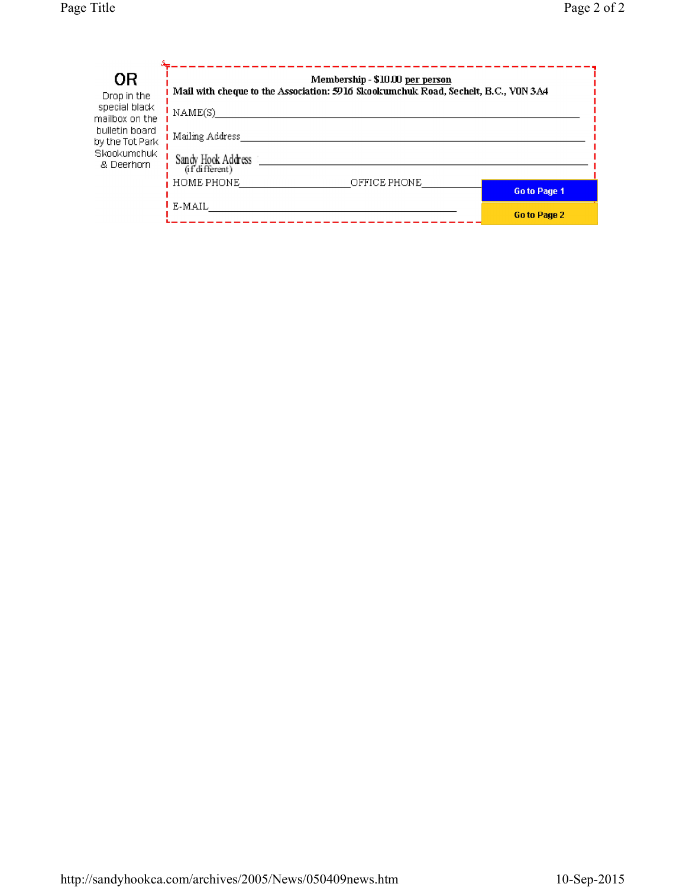**OR**

Drop in the special black mailbox on the bulletin board by the Tot Park Skookumchuk & Deerhorn

**Membership - $10.00 per person**

**Mail with cheque to the Association: 5916 Skookumchuk Road, Sechelt, B.C., V0N 3A4**

NAME(S)\_\_\_\_\_\_\_\_\_\_\_\_\_\_\_\_\_\_\_\_\_\_\_\_\_\_\_\_\_\_\_\_\_\_\_\_\_\_\_\_\_\_\_\_\_\_\_\_\_\_\_\_\_\_\_\_\_\_\_\_\_\_\_\_\_\_\_\_

Mailing Address\_\_\_\_\_\_\_\_\_\_\_\_\_\_\_\_\_\_\_\_\_\_\_\_\_\_\_\_\_\_\_\_\_\_\_\_\_\_\_\_\_\_\_\_\_\_\_\_\_\_\_\_\_\_\_\_\_\_\_\_\_

Sandy Hook Address (if different) \_\_\_\_\_\_\_\_\_\_\_\_\_\_\_\_\_\_\_\_\_\_\_\_\_\_\_\_\_\_\_\_\_\_\_\_\_\_\_\_\_\_\_\_\_\_\_\_\_\_\_\_

HOME PHONE\_\_\_\_\_\_\_\_\_\_\_\_\_\_\_\_\_\_\_\_OFFICE PHONE\_\_\_\_\_\_\_\_\_\_\_\_

E-MAIL\_\_\_\_\_\_\_\_\_\_\_\_\_\_\_\_\_\_\_\_\_\_\_\_\_\_\_\_\_\_\_\_\_\_\_\_\_\_\_\_\_\_\_\_\_\_\_\_\_

Go to Page 1

Go to Page 2